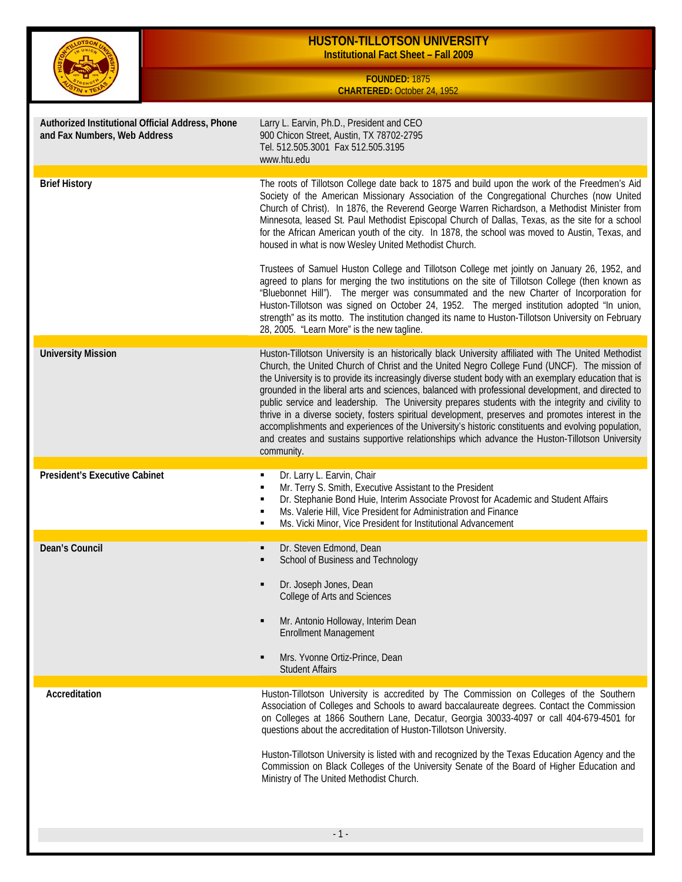# HUSTON-TILLOTSON UNIVERSITY

**Institutional Fact Sheet – Fall 2009**

**FOUNDED:** 1875
**CHARTERED:** October 24, 1952

| | |
|---|---|
| **Authorized Institutional Official Address, Phone and Fax Numbers, Web Address** | Larry L. Earvin, Ph.D., President and CEO<br>900 Chicon Street, Austin, TX 78702-2795<br>Tel. 512.505.3001 Fax 512.505.3195<br>www.htu.edu |
| **Brief History** | The roots of Tillotson College date back to 1875 and build upon the work of the Freedmen's Aid Society of the American Missionary Association of the Congregational Churches (now United Church of Christ). In 1876, the Reverend George Warren Richardson, a Methodist Minister from Minnesota, leased St. Paul Methodist Episcopal Church of Dallas, Texas, as the site for a school for the African American youth of the city. In 1878, the school was moved to Austin, Texas, and housed in what is now Wesley United Methodist Church.<br><br>Trustees of Samuel Huston College and Tillotson College met jointly on January 26, 1952, and agreed to plans for merging the two institutions on the site of Tillotson College (then known as "Bluebonnet Hill"). The merger was consummated and the new Charter of Incorporation for Huston-Tillotson was signed on October 24, 1952. The merged institution adopted "In union, strength" as its motto. The institution changed its name to Huston-Tillotson University on February 28, 2005. "Learn More" is the new tagline. |
| **University Mission** | Huston-Tillotson University is an historically black University affiliated with The United Methodist Church, the United Church of Christ and the United Negro College Fund (UNCF). The mission of the University is to provide its increasingly diverse student body with an exemplary education that is grounded in the liberal arts and sciences, balanced with professional development, and directed to public service and leadership. The University prepares students with the integrity and civility to thrive in a diverse society, fosters spiritual development, preserves and promotes interest in the accomplishments and experiences of the University's historic constituents and evolving population, and creates and sustains supportive relationships which advance the Huston-Tillotson University community. |
| **President's Executive Cabinet** | ▪ Dr. Larry L. Earvin, Chair<br>▪ Mr. Terry S. Smith, Executive Assistant to the President<br>▪ Dr. Stephanie Bond Huie, Interim Associate Provost for Academic and Student Affairs<br>▪ Ms. Valerie Hill, Vice President for Administration and Finance<br>▪ Ms. Vicki Minor, Vice President for Institutional Advancement |
| **Dean's Council** | ▪ Dr. Steven Edmond, Dean<br>School of Business and Technology<br><br>▪ Dr. Joseph Jones, Dean<br>College of Arts and Sciences<br><br>▪ Mr. Antonio Holloway, Interim Dean<br>Enrollment Management<br><br>▪ Mrs. Yvonne Ortiz-Prince, Dean<br>Student Affairs |
| **Accreditation** | Huston-Tillotson University is accredited by The Commission on Colleges of the Southern Association of Colleges and Schools to award baccalaureate degrees. Contact the Commission on Colleges at 1866 Southern Lane, Decatur, Georgia 30033-4097 or call 404-679-4501 for questions about the accreditation of Huston-Tillotson University.<br><br>Huston-Tillotson University is listed with and recognized by the Texas Education Agency and the Commission on Black Colleges of the University Senate of the Board of Higher Education and Ministry of The United Methodist Church. |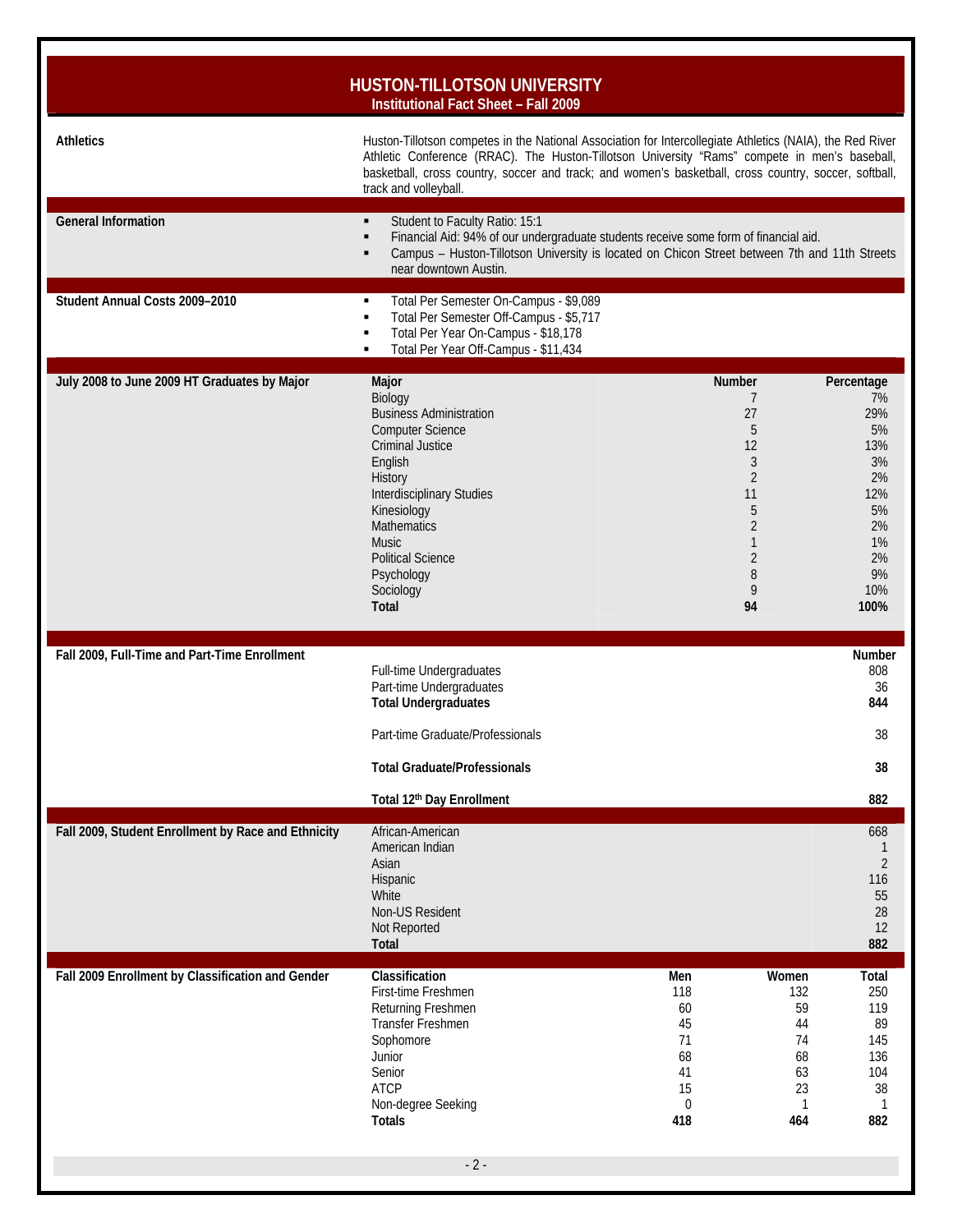# HUSTON-TILLOTSON UNIVERSITY

## Institutional Fact Sheet – Fall 2009

### Athletics

Huston-Tillotson competes in the National Association for Intercollegiate Athletics (NAIA), the Red River Athletic Conference (RRAC). The Huston-Tillotson University "Rams" compete in men's baseball, basketball, cross country, soccer and track; and women's basketball, cross country, soccer, softball, track and volleyball.

### General Information

- Student to Faculty Ratio: 15:1
- Financial Aid: 94% of our undergraduate students receive some form of financial aid.
- Campus – Huston-Tillotson University is located on Chicon Street between 7th and 11th Streets near downtown Austin.

### Student Annual Costs 2009–2010

- Total Per Semester On-Campus - $9,089
- Total Per Semester Off-Campus - $5,717
- Total Per Year On-Campus - $18,178
- Total Per Year Off-Campus - $11,434

### July 2008 to June 2009 HT Graduates by Major

| Major | Number | Percentage |
|---|---|---|
| Biology | 7 | 7% |
| Business Administration | 27 | 29% |
| Computer Science | 5 | 5% |
| Criminal Justice | 12 | 13% |
| English | 3 | 3% |
| History | 2 | 2% |
| Interdisciplinary Studies | 11 | 12% |
| Kinesiology | 5 | 5% |
| Mathematics | 2 | 2% |
| Music | 1 | 1% |
| Political Science | 2 | 2% |
| Psychology | 8 | 9% |
| Sociology | 9 | 10% |
| **Total** | **94** | **100%** |

### Fall 2009, Full-Time and Part-Time Enrollment

| | Number |
|---|---|
| Full-time Undergraduates | 808 |
| Part-time Undergraduates | 36 |
| **Total Undergraduates** | **844** |
| Part-time Graduate/Professionals | 38 |
| **Total Graduate/Professionals** | **38** |
| **Total 12th Day Enrollment** | **882** |

### Fall 2009, Student Enrollment by Race and Ethnicity

| | |
|---|---|
| African-American | 668 |
| American Indian | 1 |
| Asian | 2 |
| Hispanic | 116 |
| White | 55 |
| Non-US Resident | 28 |
| Not Reported | 12 |
| **Total** | **882** |

### Fall 2009 Enrollment by Classification and Gender

| Classification | Men | Women | Total |
|---|---|---|---|
| First-time Freshmen | 118 | 132 | 250 |
| Returning Freshmen | 60 | 59 | 119 |
| Transfer Freshmen | 45 | 44 | 89 |
| Sophomore | 71 | 74 | 145 |
| Junior | 68 | 68 | 136 |
| Senior | 41 | 63 | 104 |
| ATCP | 15 | 23 | 38 |
| Non-degree Seeking | 0 | 1 | 1 |
| **Totals** | **418** | **464** | **882** |